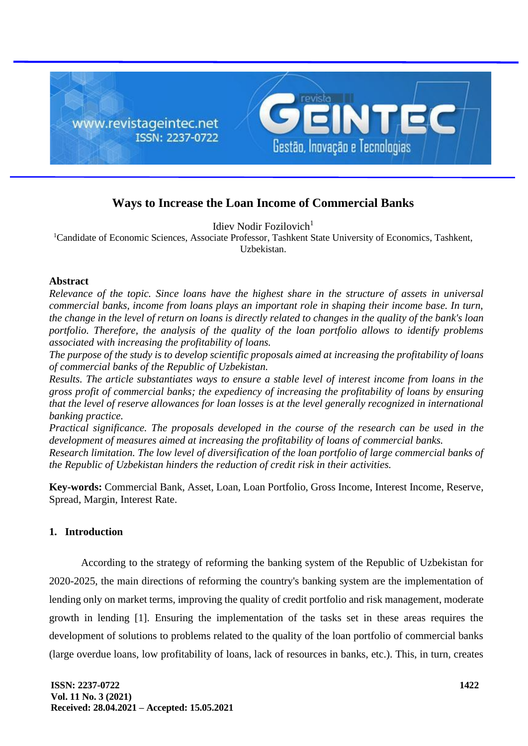# Ways to Increase the Loan Income of Commercial Banks

Idiev Nodir Fozilovich[1]

[1]Candidate of Economic Sciences, Associate Professor, Tashkent State University of Economics, Tashkent, Uzbekistan.

## Abstract

*Relevance of the topic. Since loans have the highest share in the structure of assets in universal commercial banks, income from loans plays an important role in shaping their income base. In turn, the change in the level of return on loans is directly related to changes in the quality of the bank's loan portfolio. Therefore, the analysis of the quality of the loan portfolio allows to identify problems associated with increasing the profitability of loans.*

*The purpose of the study is to develop scientific proposals aimed at increasing the profitability of loans of commercial banks of the Republic of Uzbekistan.*

*Results. The article substantiates ways to ensure a stable level of interest income from loans in the gross profit of commercial banks; the expediency of increasing the profitability of loans by ensuring that the level of reserve allowances for loan losses is at the level generally recognized in international banking practice.*

*Practical significance. The proposals developed in the course of the research can be used in the development of measures aimed at increasing the profitability of loans of commercial banks.*

*Research limitation. The low level of diversification of the loan portfolio of large commercial banks of the Republic of Uzbekistan hinders the reduction of credit risk in their activities.*

**Key-words:** Commercial Bank, Asset, Loan, Loan Portfolio, Gross Income, Interest Income, Reserve, Spread, Margin, Interest Rate.

## 1. Introduction

According to the strategy of reforming the banking system of the Republic of Uzbekistan for 2020-2025, the main directions of reforming the country's banking system are the implementation of lending only on market terms, improving the quality of credit portfolio and risk management, moderate growth in lending [1]. Ensuring the implementation of the tasks set in these areas requires the development of solutions to problems related to the quality of the loan portfolio of commercial banks (large overdue loans, low profitability of loans, lack of resources in banks, etc.). This, in turn, creates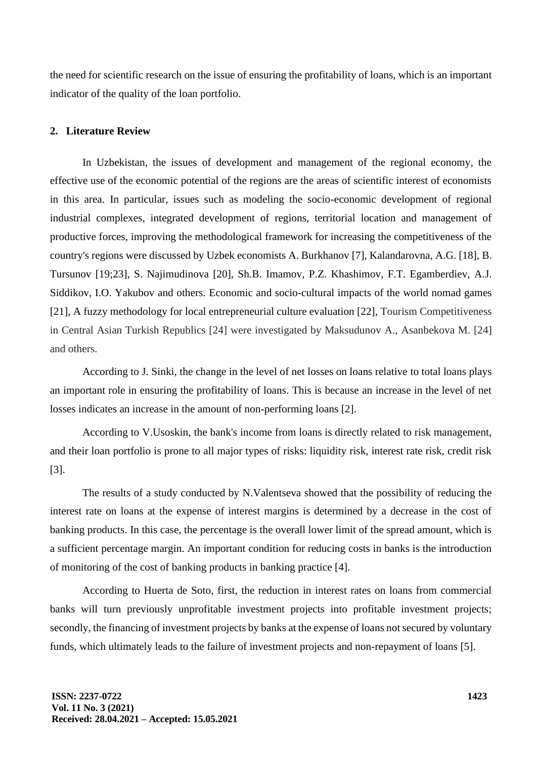the need for scientific research on the issue of ensuring the profitability of loans, which is an important indicator of the quality of the loan portfolio.

## 2. Literature Review

In Uzbekistan, the issues of development and management of the regional economy, the effective use of the economic potential of the regions are the areas of scientific interest of economists in this area. In particular, issues such as modeling the socio-economic development of regional industrial complexes, integrated development of regions, territorial location and management of productive forces, improving the methodological framework for increasing the competitiveness of the country's regions were discussed by Uzbek economists A. Burkhanov [7], Kalandarovna, A.G. [18], B. Tursunov [19;23], S. Najimudinova [20], Sh.B. Imamov, P.Z. Khashimov, F.T. Egamberdiev, A.J. Siddikov, I.O. Yakubov and others. Economic and socio-cultural impacts of the world nomad games [21], A fuzzy methodology for local entrepreneurial culture evaluation [22], Tourism Competitiveness in Central Asian Turkish Republics [24] were investigated by Maksudunov A., Asanbekova M. [24] and others.

According to J. Sinki, the change in the level of net losses on loans relative to total loans plays an important role in ensuring the profitability of loans. This is because an increase in the level of net losses indicates an increase in the amount of non-performing loans [2].

According to V.Usoskin, the bank's income from loans is directly related to risk management, and their loan portfolio is prone to all major types of risks: liquidity risk, interest rate risk, credit risk [3].

The results of a study conducted by N.Valentseva showed that the possibility of reducing the interest rate on loans at the expense of interest margins is determined by a decrease in the cost of banking products. In this case, the percentage is the overall lower limit of the spread amount, which is a sufficient percentage margin. An important condition for reducing costs in banks is the introduction of monitoring of the cost of banking products in banking practice [4].

According to Huerta de Soto, first, the reduction in interest rates on loans from commercial banks will turn previously unprofitable investment projects into profitable investment projects; secondly, the financing of investment projects by banks at the expense of loans not secured by voluntary funds, which ultimately leads to the failure of investment projects and non-repayment of loans [5].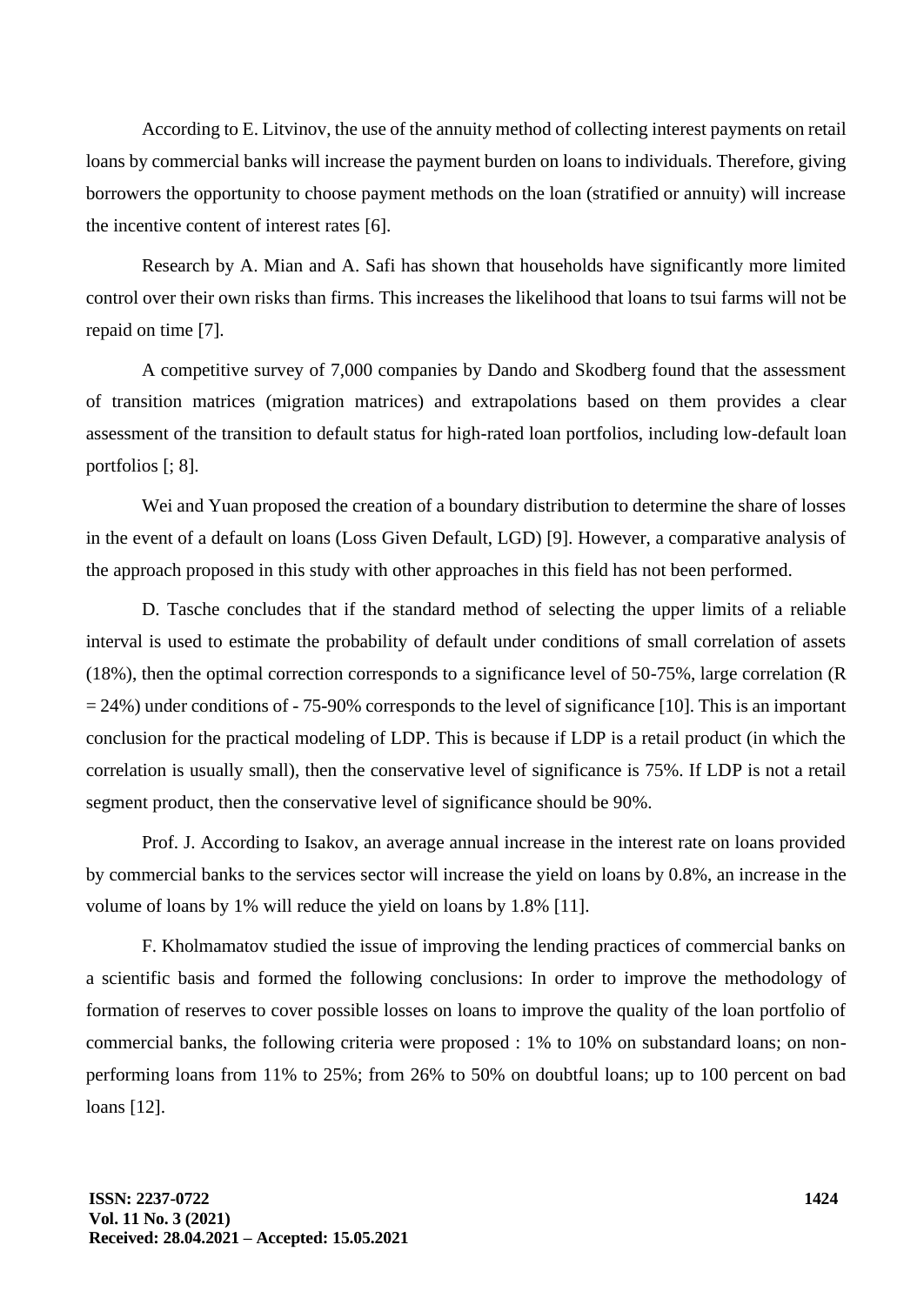According to E. Litvinov, the use of the annuity method of collecting interest payments on retail loans by commercial banks will increase the payment burden on loans to individuals. Therefore, giving borrowers the opportunity to choose payment methods on the loan (stratified or annuity) will increase the incentive content of interest rates [6].

Research by A. Mian and A. Safi has shown that households have significantly more limited control over their own risks than firms. This increases the likelihood that loans to tsui farms will not be repaid on time [7].

A competitive survey of 7,000 companies by Dando and Skodberg found that the assessment of transition matrices (migration matrices) and extrapolations based on them provides a clear assessment of the transition to default status for high-rated loan portfolios, including low-default loan portfolios [; 8].

Wei and Yuan proposed the creation of a boundary distribution to determine the share of losses in the event of a default on loans (Loss Given Default, LGD) [9]. However, a comparative analysis of the approach proposed in this study with other approaches in this field has not been performed.

D. Tasche concludes that if the standard method of selecting the upper limits of a reliable interval is used to estimate the probability of default under conditions of small correlation of assets (18%), then the optimal correction corresponds to a significance level of 50-75%, large correlation (R = 24%) under conditions of - 75-90% corresponds to the level of significance [10]. This is an important conclusion for the practical modeling of LDP. This is because if LDP is a retail product (in which the correlation is usually small), then the conservative level of significance is 75%. If LDP is not a retail segment product, then the conservative level of significance should be 90%.

Prof. J. According to Isakov, an average annual increase in the interest rate on loans provided by commercial banks to the services sector will increase the yield on loans by 0.8%, an increase in the volume of loans by 1% will reduce the yield on loans by 1.8% [11].

F. Kholmamatov studied the issue of improving the lending practices of commercial banks on a scientific basis and formed the following conclusions: In order to improve the methodology of formation of reserves to cover possible losses on loans to improve the quality of the loan portfolio of commercial banks, the following criteria were proposed : 1% to 10% on substandard loans; on non-performing loans from 11% to 25%; from 26% to 50% on doubtful loans; up to 100 percent on bad loans [12].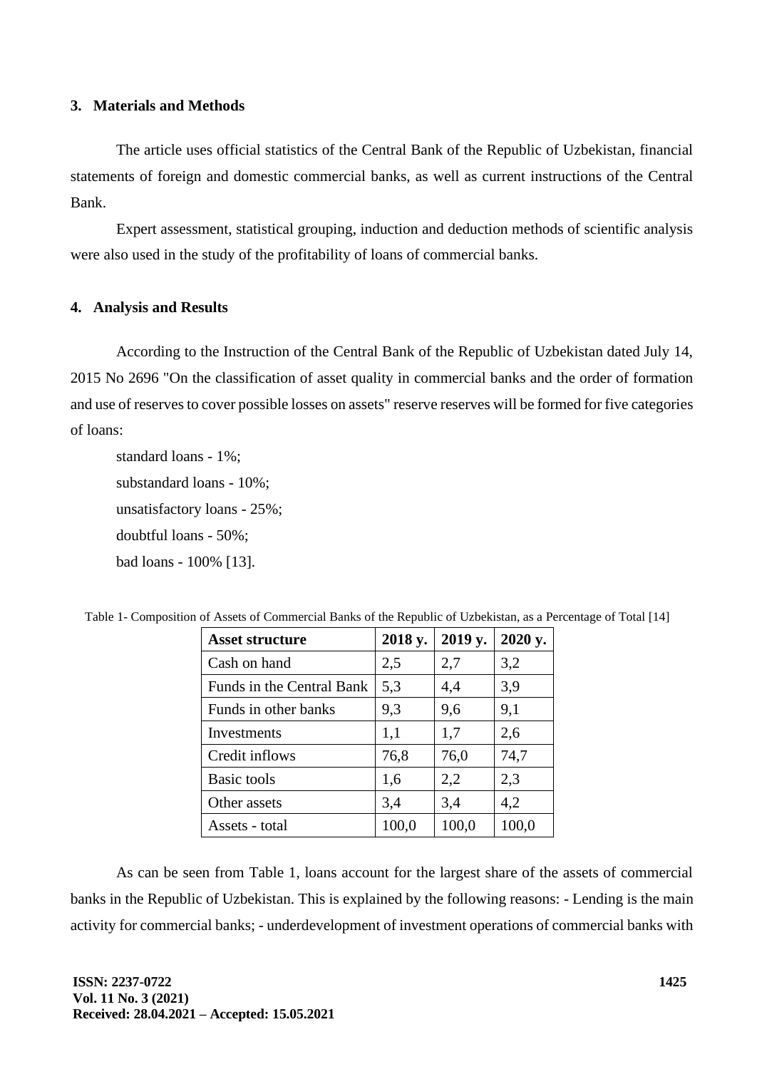## 3. Materials and Methods

The article uses official statistics of the Central Bank of the Republic of Uzbekistan, financial statements of foreign and domestic commercial banks, as well as current instructions of the Central Bank.

Expert assessment, statistical grouping, induction and deduction methods of scientific analysis were also used in the study of the profitability of loans of commercial banks.

## 4. Analysis and Results

According to the Instruction of the Central Bank of the Republic of Uzbekistan dated July 14, 2015 No 2696 "On the classification of asset quality in commercial banks and the order of formation and use of reserves to cover possible losses on assets" reserve reserves will be formed for five categories of loans:

standard loans - 1%;

substandard loans - 10%;

unsatisfactory loans - 25%;

doubtful loans - 50%;

bad loans - 100% [13].

Table 1- Composition of Assets of Commercial Banks of the Republic of Uzbekistan, as a Percentage of Total [14]

| **Asset structure** | **2018 y.** | **2019 y.** | **2020 y.** |
|---|---|---|---|
| Cash on hand | 2,5 | 2,7 | 3,2 |
| Funds in the Central Bank | 5,3 | 4,4 | 3,9 |
| Funds in other banks | 9,3 | 9,6 | 9,1 |
| Investments | 1,1 | 1,7 | 2,6 |
| Credit inflows | 76,8 | 76,0 | 74,7 |
| Basic tools | 1,6 | 2,2 | 2,3 |
| Other assets | 3,4 | 3,4 | 4,2 |
| Assets - total | 100,0 | 100,0 | 100,0 |

As can be seen from Table 1, loans account for the largest share of the assets of commercial banks in the Republic of Uzbekistan. This is explained by the following reasons: - Lending is the main activity for commercial banks; - underdevelopment of investment operations of commercial banks with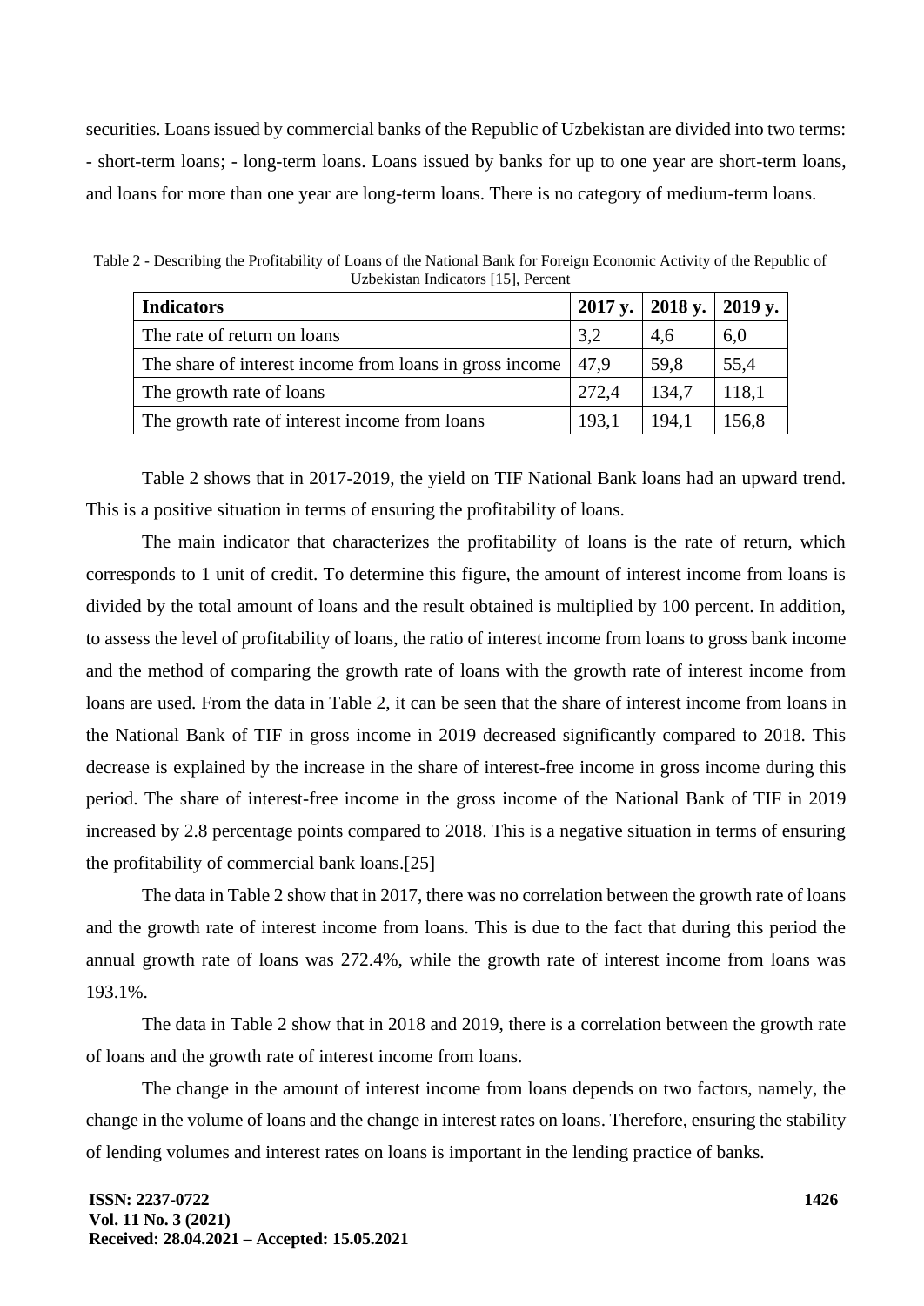securities. Loans issued by commercial banks of the Republic of Uzbekistan are divided into two terms: - short-term loans; - long-term loans. Loans issued by banks for up to one year are short-term loans, and loans for more than one year are long-term loans. There is no category of medium-term loans.

Table 2 - Describing the Profitability of Loans of the National Bank for Foreign Economic Activity of the Republic of Uzbekistan Indicators [15], Percent

| Indicators | 2017 y. | 2018 y. | 2019 y. |
|---|---|---|---|
| The rate of return on loans | 3,2 | 4,6 | 6,0 |
| The share of interest income from loans in gross income | 47,9 | 59,8 | 55,4 |
| The growth rate of loans | 272,4 | 134,7 | 118,1 |
| The growth rate of interest income from loans | 193,1 | 194,1 | 156,8 |

Table 2 shows that in 2017-2019, the yield on TIF National Bank loans had an upward trend. This is a positive situation in terms of ensuring the profitability of loans.

The main indicator that characterizes the profitability of loans is the rate of return, which corresponds to 1 unit of credit. To determine this figure, the amount of interest income from loans is divided by the total amount of loans and the result obtained is multiplied by 100 percent. In addition, to assess the level of profitability of loans, the ratio of interest income from loans to gross bank income and the method of comparing the growth rate of loans with the growth rate of interest income from loans are used. From the data in Table 2, it can be seen that the share of interest income from loans in the National Bank of TIF in gross income in 2019 decreased significantly compared to 2018. This decrease is explained by the increase in the share of interest-free income in gross income during this period. The share of interest-free income in the gross income of the National Bank of TIF in 2019 increased by 2.8 percentage points compared to 2018. This is a negative situation in terms of ensuring the profitability of commercial bank loans.[25]

The data in Table 2 show that in 2017, there was no correlation between the growth rate of loans and the growth rate of interest income from loans. This is due to the fact that during this period the annual growth rate of loans was 272.4%, while the growth rate of interest income from loans was 193.1%.

The data in Table 2 show that in 2018 and 2019, there is a correlation between the growth rate of loans and the growth rate of interest income from loans.

The change in the amount of interest income from loans depends on two factors, namely, the change in the volume of loans and the change in interest rates on loans. Therefore, ensuring the stability of lending volumes and interest rates on loans is important in the lending practice of banks.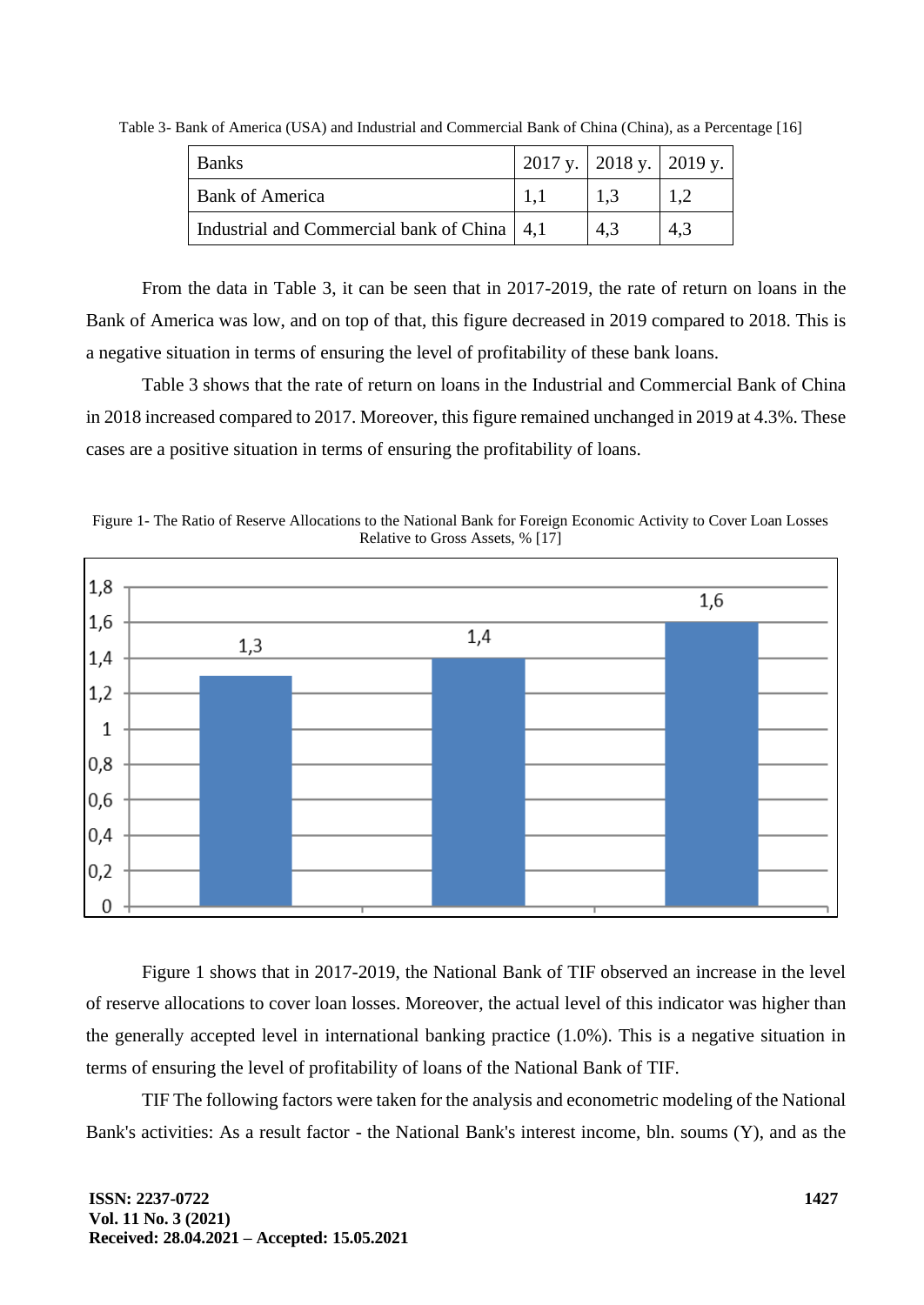Table 3- Bank of America (USA) and Industrial and Commercial Bank of China (China), as a Percentage [16]

| Banks | 2017 y. | 2018 y. | 2019 y. |
|---|---|---|---|
| Bank of America | 1,1 | 1,3 | 1,2 |
| Industrial and Commercial bank of China | 4,1 | 4,3 | 4,3 |

From the data in Table 3, it can be seen that in 2017-2019, the rate of return on loans in the Bank of America was low, and on top of that, this figure decreased in 2019 compared to 2018. This is a negative situation in terms of ensuring the level of profitability of these bank loans.

Table 3 shows that the rate of return on loans in the Industrial and Commercial Bank of China in 2018 increased compared to 2017. Moreover, this figure remained unchanged in 2019 at 4.3%. These cases are a positive situation in terms of ensuring the profitability of loans.

Figure 1- The Ratio of Reserve Allocations to the National Bank for Foreign Economic Activity to Cover Loan Losses Relative to Gross Assets, % [17]

Figure 1 shows that in 2017-2019, the National Bank of TIF observed an increase in the level of reserve allocations to cover loan losses. Moreover, the actual level of this indicator was higher than the generally accepted level in international banking practice (1.0%). This is a negative situation in terms of ensuring the level of profitability of loans of the National Bank of TIF.

TIF The following factors were taken for the analysis and econometric modeling of the National Bank's activities: As a result factor - the National Bank's interest income, bln. soums (Y), and as the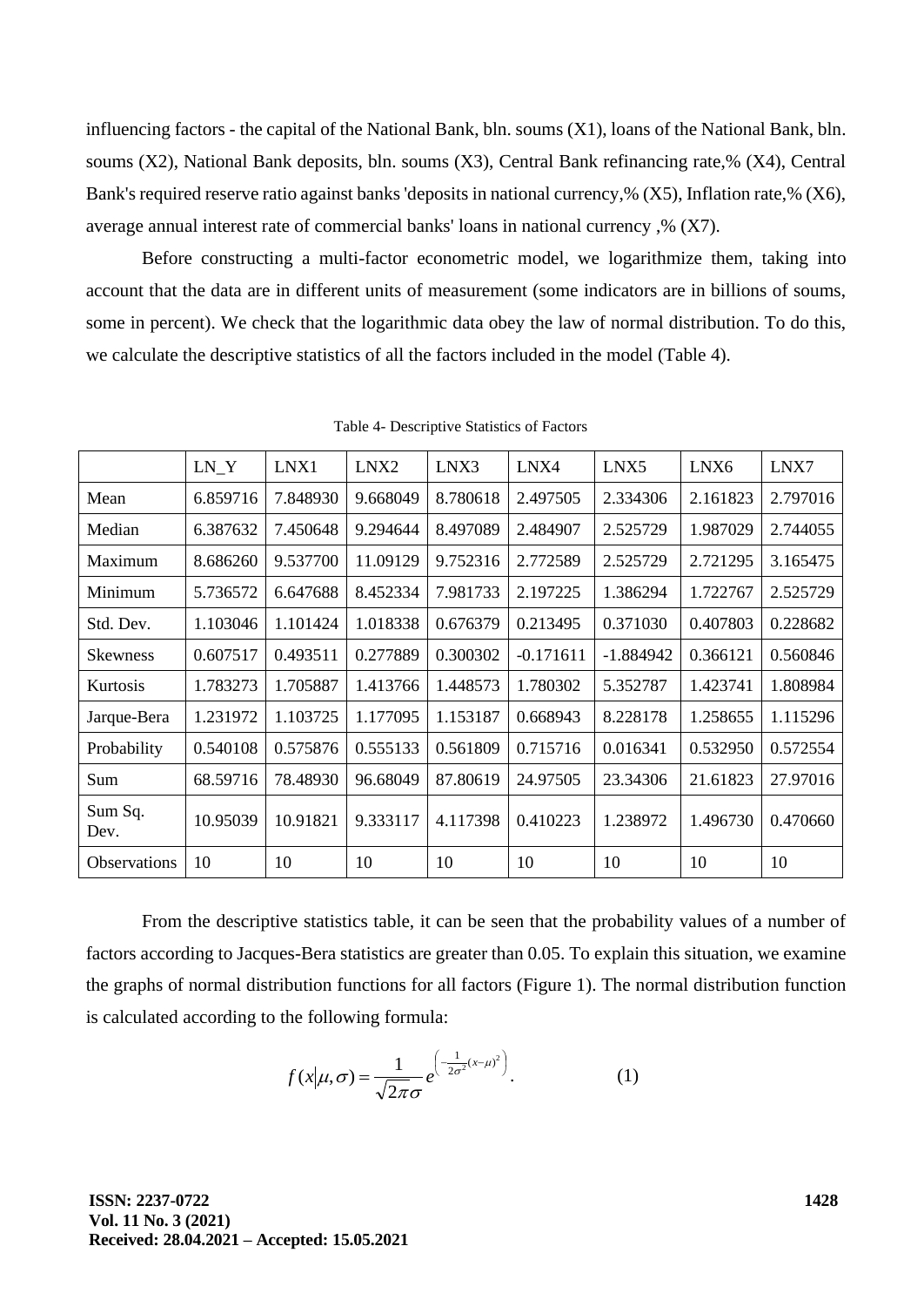influencing factors - the capital of the National Bank, bln. soums (X1), loans of the National Bank, bln. soums (X2), National Bank deposits, bln. soums (X3), Central Bank refinancing rate,% (X4), Central Bank's required reserve ratio against banks 'deposits in national currency,% (X5), Inflation rate,% (X6), average annual interest rate of commercial banks' loans in national currency ,% (X7).

Before constructing a multi-factor econometric model, we logarithmize them, taking into account that the data are in different units of measurement (some indicators are in billions of soums, some in percent). We check that the logarithmic data obey the law of normal distribution. To do this, we calculate the descriptive statistics of all the factors included in the model (Table 4).

Table 4- Descriptive Statistics of Factors

| | LN_Y | LNX1 | LNX2 | LNX3 | LNX4 | LNX5 | LNX6 | LNX7 |
|---|---|---|---|---|---|---|---|---|
| Mean | 6.859716 | 7.848930 | 9.668049 | 8.780618 | 2.497505 | 2.334306 | 2.161823 | 2.797016 |
| Median | 6.387632 | 7.450648 | 9.294644 | 8.497089 | 2.484907 | 2.525729 | 1.987029 | 2.744055 |
| Maximum | 8.686260 | 9.537700 | 11.09129 | 9.752316 | 2.772589 | 2.525729 | 2.721295 | 3.165475 |
| Minimum | 5.736572 | 6.647688 | 8.452334 | 7.981733 | 2.197225 | 1.386294 | 1.722767 | 2.525729 |
| Std. Dev. | 1.103046 | 1.101424 | 1.018338 | 0.676379 | 0.213495 | 0.371030 | 0.407803 | 0.228682 |
| Skewness | 0.607517 | 0.493511 | 0.277889 | 0.300302 | -0.171611 | -1.884942 | 0.366121 | 0.560846 |
| Kurtosis | 1.783273 | 1.705887 | 1.413766 | 1.448573 | 1.780302 | 5.352787 | 1.423741 | 1.808984 |
| Jarque-Bera | 1.231972 | 1.103725 | 1.177095 | 1.153187 | 0.668943 | 8.228178 | 1.258655 | 1.115296 |
| Probability | 0.540108 | 0.575876 | 0.555133 | 0.561809 | 0.715716 | 0.016341 | 0.532950 | 0.572554 |
| Sum | 68.59716 | 78.48930 | 96.68049 | 87.80619 | 24.97505 | 23.34306 | 21.61823 | 27.97016 |
| Sum Sq. Dev. | 10.95039 | 10.91821 | 9.333117 | 4.117398 | 0.410223 | 1.238972 | 1.496730 | 0.470660 |
| Observations | 10 | 10 | 10 | 10 | 10 | 10 | 10 | 10 |

From the descriptive statistics table, it can be seen that the probability values of a number of factors according to Jacques-Bera statistics are greater than 0.05. To explain this situation, we examine the graphs of normal distribution functions for all factors (Figure 1). The normal distribution function is calculated according to the following formula:

$$f(x|\mu,\sigma) = \frac{1}{\sqrt{2\pi}\sigma} e^{\left(-\frac{1}{2\sigma^2}(x-\mu)^2\right)}. \qquad (1)$$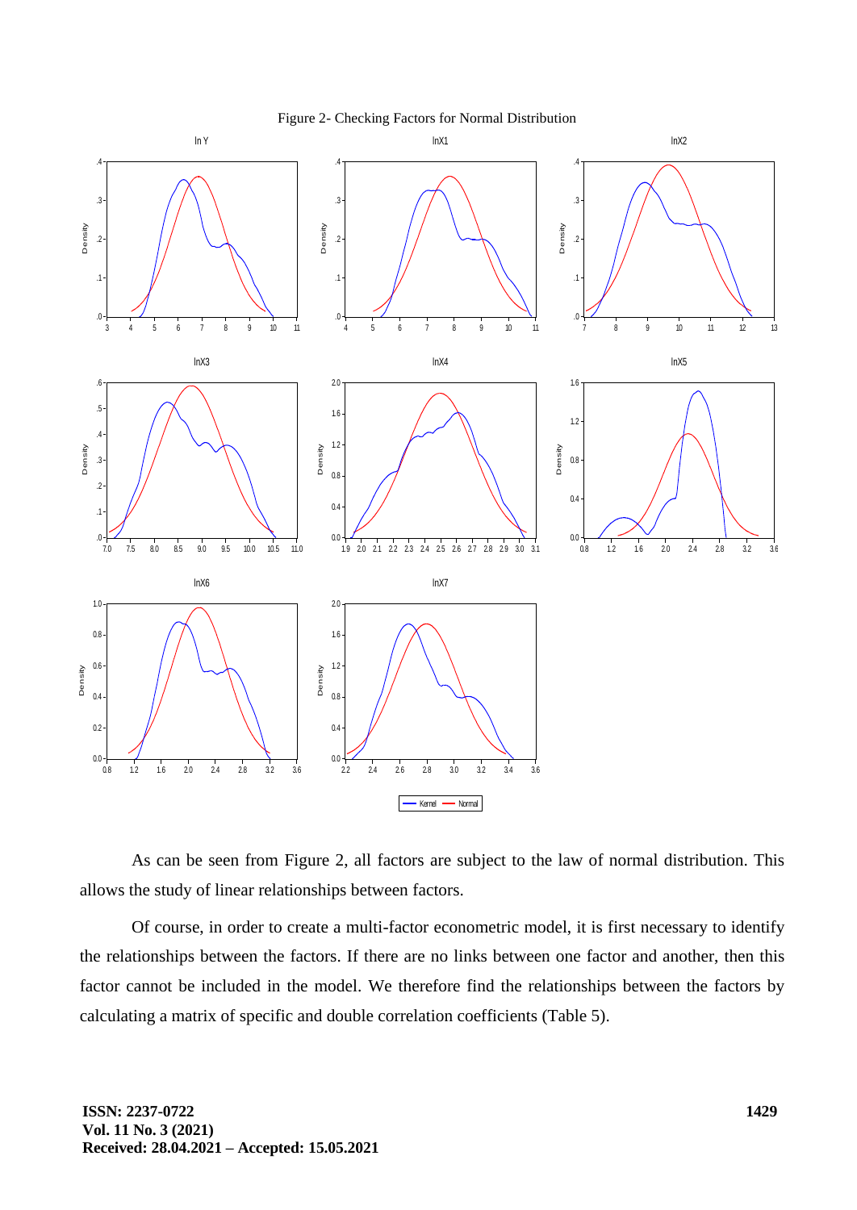Figure 2- Checking Factors for Normal Distribution

As can be seen from Figure 2, all factors are subject to the law of normal distribution. This allows the study of linear relationships between factors.

Of course, in order to create a multi-factor econometric model, it is first necessary to identify the relationships between the factors. If there are no links between one factor and another, then this factor cannot be included in the model. We therefore find the relationships between the factors by calculating a matrix of specific and double correlation coefficients (Table 5).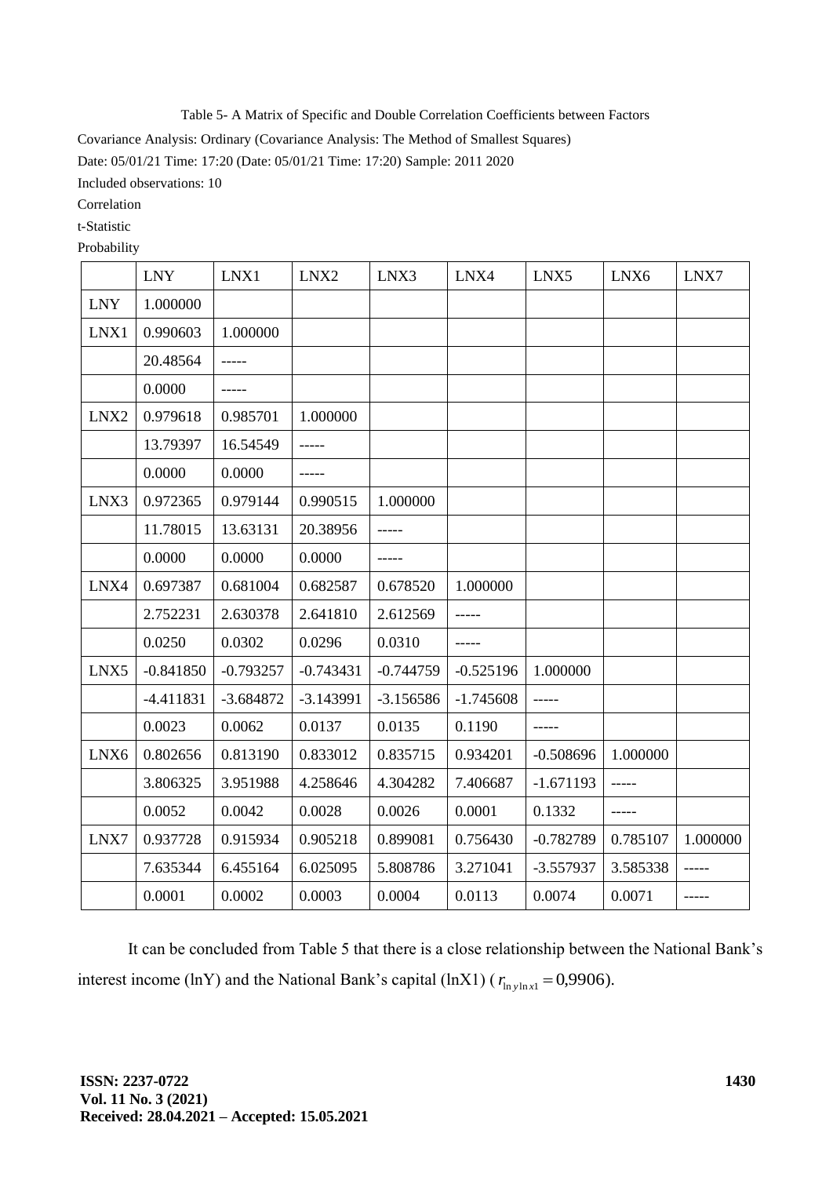Table 5- A Matrix of Specific and Double Correlation Coefficients between Factors

Covariance Analysis: Ordinary (Covariance Analysis: The Method of Smallest Squares)

Date: 05/01/21 Time: 17:20 (Date: 05/01/21 Time: 17:20) Sample: 2011 2020

Included observations: 10

Correlation

t-Statistic

Probability

| | LNY | LNX1 | LNX2 | LNX3 | LNX4 | LNX5 | LNX6 | LNX7 |
|---|---|---|---|---|---|---|---|---|
| LNY | 1.000000 | | | | | | | |
| LNX1 | 0.990603 | 1.000000 | | | | | | |
| | 20.48564 | ----- | | | | | | |
| | 0.0000 | ----- | | | | | | |
| LNX2 | 0.979618 | 0.985701 | 1.000000 | | | | | |
| | 13.79397 | 16.54549 | ----- | | | | | |
| | 0.0000 | 0.0000 | ----- | | | | | |
| LNX3 | 0.972365 | 0.979144 | 0.990515 | 1.000000 | | | | |
| | 11.78015 | 13.63131 | 20.38956 | ----- | | | | |
| | 0.0000 | 0.0000 | 0.0000 | ----- | | | | |
| LNX4 | 0.697387 | 0.681004 | 0.682587 | 0.678520 | 1.000000 | | | |
| | 2.752231 | 2.630378 | 2.641810 | 2.612569 | ----- | | | |
| | 0.0250 | 0.0302 | 0.0296 | 0.0310 | ----- | | | |
| LNX5 | -0.841850 | -0.793257 | -0.743431 | -0.744759 | -0.525196 | 1.000000 | | |
| | -4.411831 | -3.684872 | -3.143991 | -3.156586 | -1.745608 | ----- | | |
| | 0.0023 | 0.0062 | 0.0137 | 0.0135 | 0.1190 | ----- | | |
| LNX6 | 0.802656 | 0.813190 | 0.833012 | 0.835715 | 0.934201 | -0.508696 | 1.000000 | |
| | 3.806325 | 3.951988 | 4.258646 | 4.304282 | 7.406687 | -1.671193 | ----- | |
| | 0.0052 | 0.0042 | 0.0028 | 0.0026 | 0.0001 | 0.1332 | ----- | |
| LNX7 | 0.937728 | 0.915934 | 0.905218 | 0.899081 | 0.756430 | -0.782789 | 0.785107 | 1.000000 |
| | 7.635344 | 6.455164 | 6.025095 | 5.808786 | 3.271041 | -3.557937 | 3.585338 | ----- |
| | 0.0001 | 0.0002 | 0.0003 | 0.0004 | 0.0113 | 0.0074 | 0.0071 | ----- |

It can be concluded from Table 5 that there is a close relationship between the National Bank's interest income (lnY) and the National Bank's capital (lnX1) ( $r_{\ln y \ln x1} = 0{,}9906$).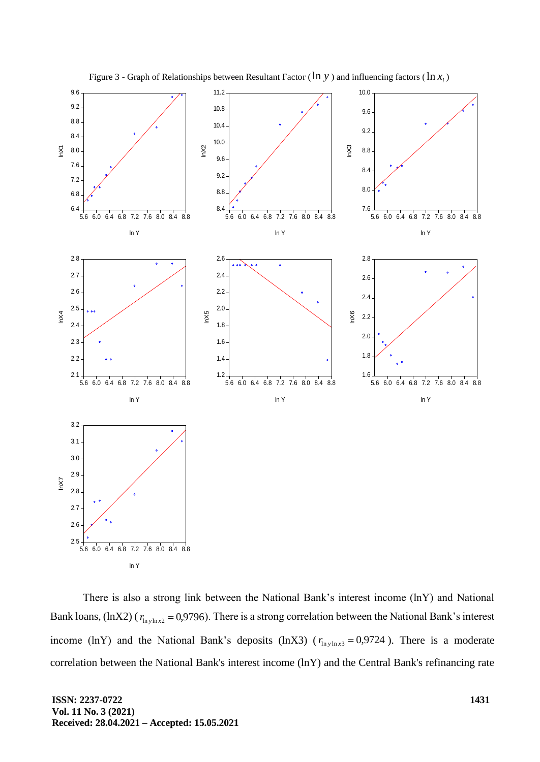Figure 3 - Graph of Relationships between Resultant Factor ( $\ln y$ ) and influencing factors ( $\ln x_i$ )

There is also a strong link between the National Bank's interest income (lnY) and National Bank loans, (lnX2) ( $r_{\ln y \ln x2} = 0{,}9796$ ). There is a strong correlation between the National Bank's interest income (lnY) and the National Bank's deposits (lnX3) ( $r_{\ln y \ln x3} = 0{,}9724$ ). There is a moderate correlation between the National Bank's interest income (lnY) and the Central Bank's refinancing rate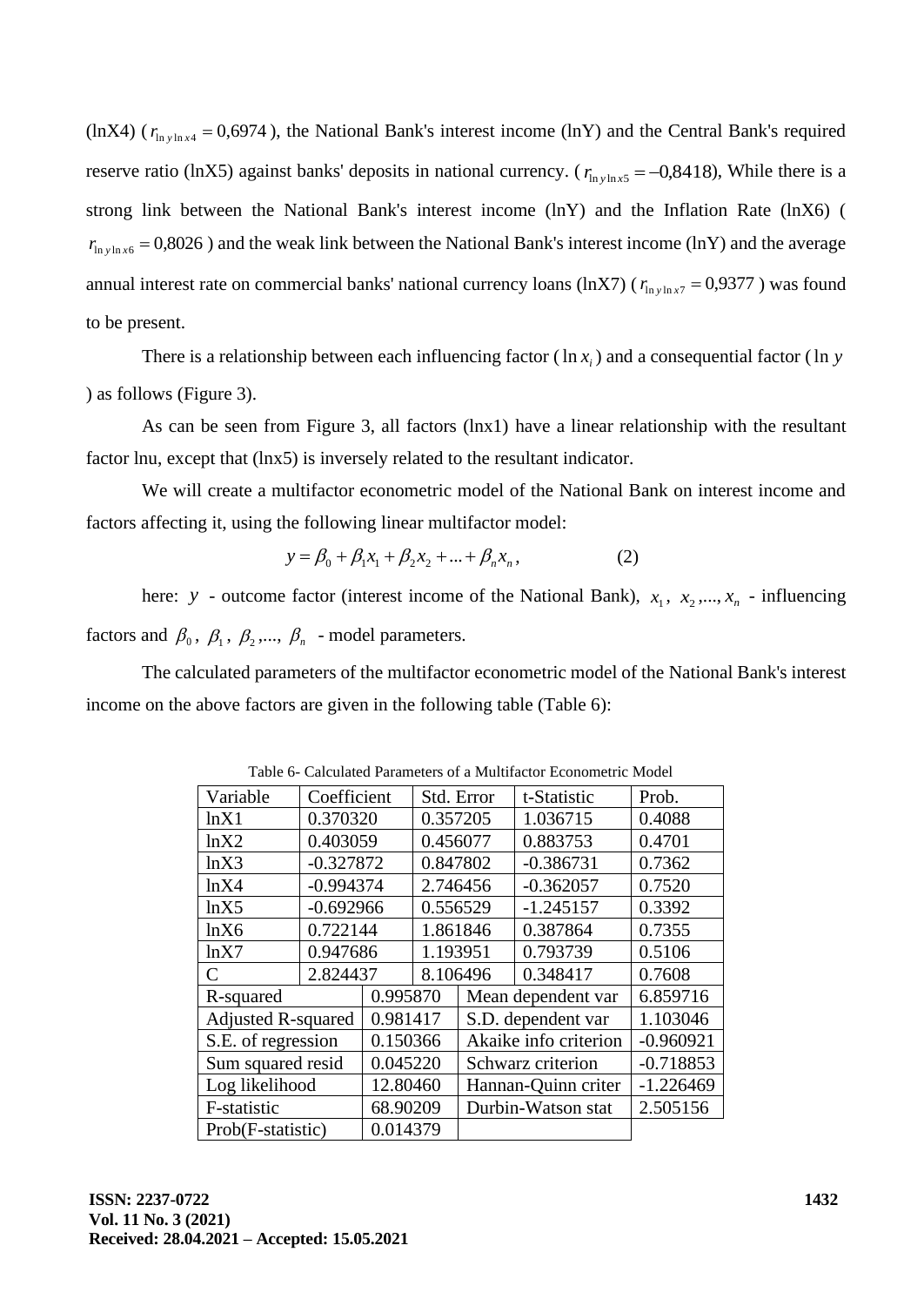(lnX4) ($r_{\ln y \ln x4} = 0{,}6974$), the National Bank's interest income (lnY) and the Central Bank's required reserve ratio (lnX5) against banks' deposits in national currency. ($r_{\ln y \ln x5} = -0{,}8418$), While there is a strong link between the National Bank's interest income (lnY) and the Inflation Rate (lnX6) ($r_{\ln y \ln x6} = 0{,}8026$) and the weak link between the National Bank's interest income (lnY) and the average annual interest rate on commercial banks' national currency loans (lnX7) ($r_{\ln y \ln x7} = 0{,}9377$) was found to be present.

There is a relationship between each influencing factor ($\ln x_i$) and a consequential factor ($\ln y$) as follows (Figure 3).

As can be seen from Figure 3, all factors (lnx1) have a linear relationship with the resultant factor lnu, except that (lnx5) is inversely related to the resultant indicator.

We will create a multifactor econometric model of the National Bank on interest income and factors affecting it, using the following linear multifactor model:

$$y = \beta_0 + \beta_1 x_1 + \beta_2 x_2 + \ldots + \beta_n x_n, \qquad (2)$$

here: $y$ - outcome factor (interest income of the National Bank), $x_1$, $x_2, \ldots, x_n$ - influencing factors and $\beta_0$, $\beta_1$, $\beta_2, \ldots, \beta_n$ - model parameters.

The calculated parameters of the multifactor econometric model of the National Bank's interest income on the above factors are given in the following table (Table 6):

Table 6- Calculated Parameters of a Multifactor Econometric Model

| Variable | Coefficient | Std. Error | t-Statistic | Prob. |
|---|---|---|---|---|
| lnX1 | 0.370320 | 0.357205 | 1.036715 | 0.4088 |
| lnX2 | 0.403059 | 0.456077 | 0.883753 | 0.4701 |
| lnX3 | -0.327872 | 0.847802 | -0.386731 | 0.7362 |
| lnX4 | -0.994374 | 2.746456 | -0.362057 | 0.7520 |
| lnX5 | -0.692966 | 0.556529 | -1.245157 | 0.3392 |
| lnX6 | 0.722144 | 1.861846 | 0.387864 | 0.7355 |
| lnX7 | 0.947686 | 1.193951 | 0.793739 | 0.5106 |
| C | 2.824437 | 8.106496 | 0.348417 | 0.7608 |
| R-squared | 0.995870 | Mean dependent var | 6.859716 | |
| Adjusted R-squared | 0.981417 | S.D. dependent var | 1.103046 | |
| S.E. of regression | 0.150366 | Akaike info criterion | -0.960921 | |
| Sum squared resid | 0.045220 | Schwarz criterion | -0.718853 | |
| Log likelihood | 12.80460 | Hannan-Quinn criter | -1.226469 | |
| F-statistic | 68.90209 | Durbin-Watson stat | 2.505156 | |
| Prob(F-statistic) | 0.014379 | | | |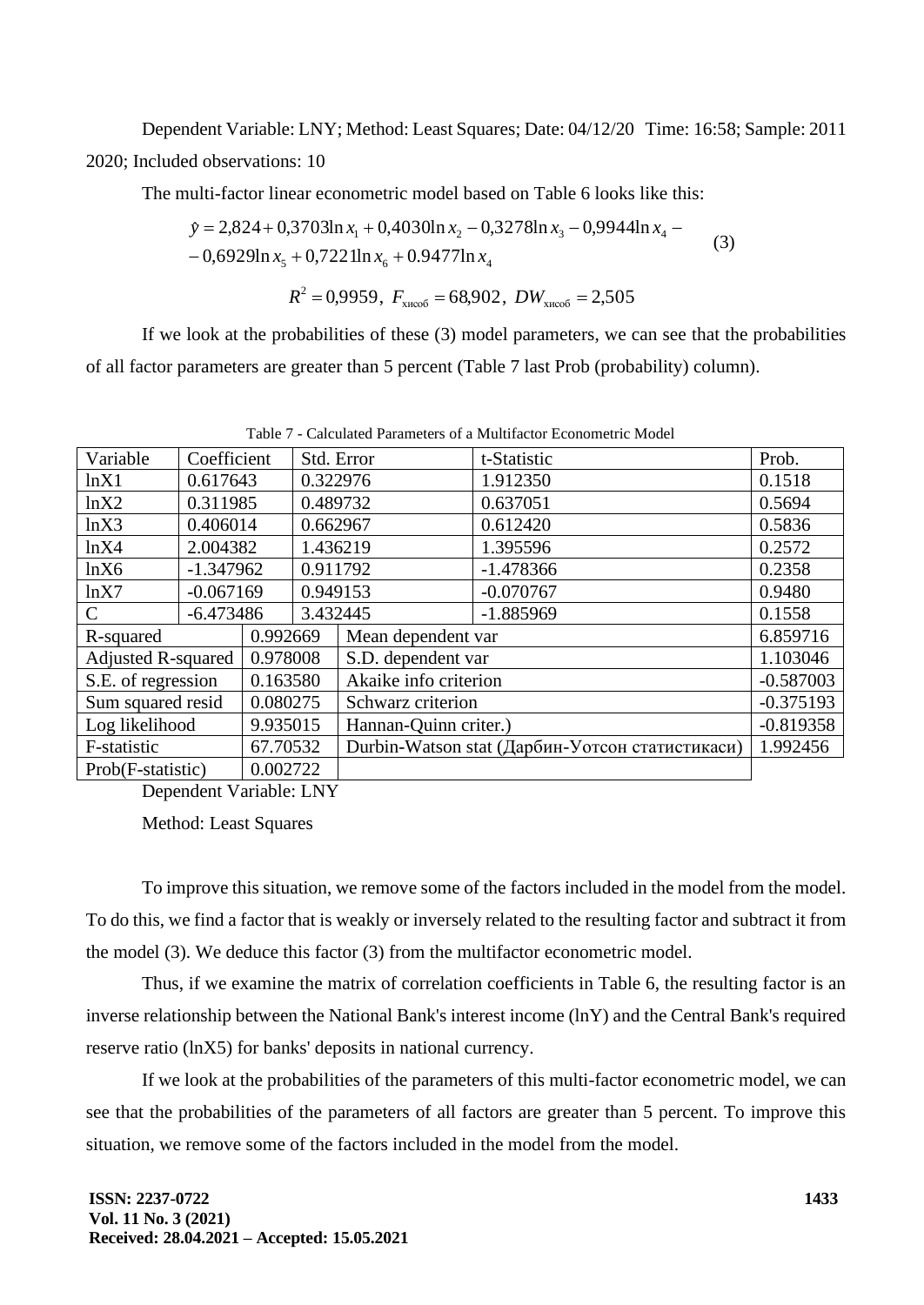Dependent Variable: LNY; Method: Least Squares; Date: 04/12/20 Time: 16:58; Sample: 2011 2020; Included observations: 10

The multi-factor linear econometric model based on Table 6 looks like this:

$$\hat{y} = 2{,}824 + 0{,}3703\ln x_1 + 0{,}4030\ln x_2 - 0{,}3278\ln x_3 - 0{,}9944\ln x_4 - \\ - 0{,}6929\ln x_5 + 0{,}7221\ln x_6 + 0.9477\ln x_4 \quad (3)$$

$$R^2 = 0{,}9959,\; F_{\text{хисоб}} = 68{,}902,\; DW_{\text{хисоб}} = 2{,}505$$

If we look at the probabilities of these (3) model parameters, we can see that the probabilities of all factor parameters are greater than 5 percent (Table 7 last Prob (probability) column).

Table 7 - Calculated Parameters of a Multifactor Econometric Model

| Variable | Coefficient | Std. Error | t-Statistic | Prob. |
|---|---|---|---|---|
| lnX1 | 0.617643 | 0.322976 | 1.912350 | 0.1518 |
| lnX2 | 0.311985 | 0.489732 | 0.637051 | 0.5694 |
| lnX3 | 0.406014 | 0.662967 | 0.612420 | 0.5836 |
| lnX4 | 2.004382 | 1.436219 | 1.395596 | 0.2572 |
| lnX6 | -1.347962 | 0.911792 | -1.478366 | 0.2358 |
| lnX7 | -0.067169 | 0.949153 | -0.070767 | 0.9480 |
| C | -6.473486 | 3.432445 | -1.885969 | 0.1558 |
| R-squared | 0.992669 | Mean dependent var | | 6.859716 |
| Adjusted R-squared | 0.978008 | S.D. dependent var | | 1.103046 |
| S.E. of regression | 0.163580 | Akaike info criterion | | -0.587003 |
| Sum squared resid | 0.080275 | Schwarz criterion | | -0.375193 |
| Log likelihood | 9.935015 | Hannan-Quinn criter.) | | -0.819358 |
| F-statistic | 67.70532 | Durbin-Watson stat (Дарбин-Уотсон статистикаси) | | 1.992456 |
| Prob(F-statistic) | 0.002722 | | | |

Dependent Variable: LNY

Method: Least Squares

To improve this situation, we remove some of the factors included in the model from the model. To do this, we find a factor that is weakly or inversely related to the resulting factor and subtract it from the model (3). We deduce this factor (3) from the multifactor econometric model.

Thus, if we examine the matrix of correlation coefficients in Table 6, the resulting factor is an inverse relationship between the National Bank's interest income (lnY) and the Central Bank's required reserve ratio (lnX5) for banks' deposits in national currency.

If we look at the probabilities of the parameters of this multi-factor econometric model, we can see that the probabilities of the parameters of all factors are greater than 5 percent. To improve this situation, we remove some of the factors included in the model from the model.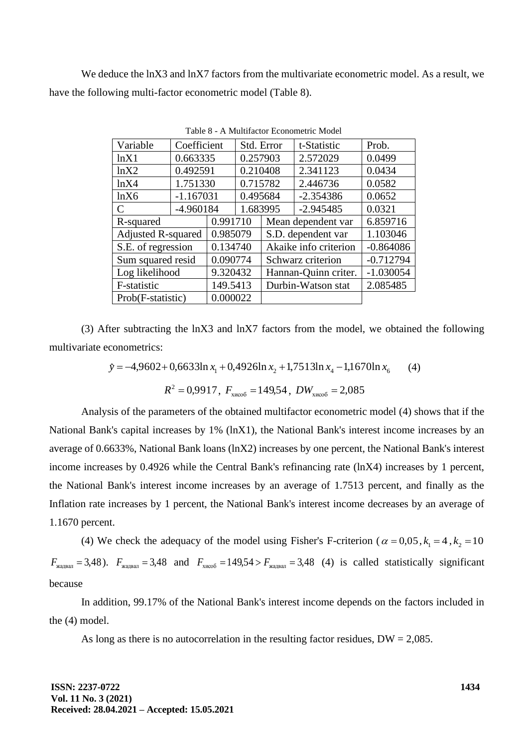We deduce the lnX3 and lnX7 factors from the multivariate econometric model. As a result, we have the following multi-factor econometric model (Table 8).

Table 8 - A Multifactor Econometric Model

| Variable | Coefficient | Std. Error | t-Statistic | Prob. |
|---|---|---|---|---|
| lnX1 | 0.663335 | 0.257903 | 2.572029 | 0.0499 |
| lnX2 | 0.492591 | 0.210408 | 2.341123 | 0.0434 |
| lnX4 | 1.751330 | 0.715782 | 2.446736 | 0.0582 |
| lnX6 | -1.167031 | 0.495684 | -2.354386 | 0.0652 |
| C | -4.960184 | 1.683995 | -2.945485 | 0.0321 |
| R-squared | 0.991710 | Mean dependent var | 6.859716 | |
| Adjusted R-squared | 0.985079 | S.D. dependent var | 1.103046 | |
| S.E. of regression | 0.134740 | Akaike info criterion | -0.864086 | |
| Sum squared resid | 0.090774 | Schwarz criterion | -0.712794 | |
| Log likelihood | 9.320432 | Hannan-Quinn criter. | -1.030054 | |
| F-statistic | 149.5413 | Durbin-Watson stat | 2.085485 | |
| Prob(F-statistic) | 0.000022 | | | |

(3) After subtracting the lnX3 and lnX7 factors from the model, we obtained the following multivariate econometrics:

$$\hat{y} = -4{,}9602 + 0{,}6633\ln x_1 + 0{,}4926\ln x_2 + 1{,}7513\ln x_4 - 1{,}1670\ln x_6 \qquad (4)$$

$$R^2 = 0{,}9917,\ F_{\text{хисоб}} = 149{,}54,\ DW_{\text{хисоб}} = 2{,}085$$

Analysis of the parameters of the obtained multifactor econometric model (4) shows that if the National Bank's capital increases by 1% (lnX1), the National Bank's interest income increases by an average of 0.6633%, National Bank loans (lnX2) increases by one percent, the National Bank's interest income increases by 0.4926 while the Central Bank's refinancing rate (lnX4) increases by 1 percent, the National Bank's interest income increases by an average of 1.7513 percent, and finally as the Inflation rate increases by 1 percent, the National Bank's interest income decreases by an average of 1.1670 percent.

(4) We check the adequacy of the model using Fisher's F-criterion ($\alpha = 0{,}05$, $k_1 = 4$, $k_2 = 10$ $F_{\text{жадвал}} = 3{,}48$). $F_{\text{жадвал}} = 3{,}48$ and $F_{\text{хисоб}} = 149{,}54 > F_{\text{жадвал}} = 3{,}48$ (4) is called statistically significant because

In addition, 99.17% of the National Bank's interest income depends on the factors included in the (4) model.

As long as there is no autocorrelation in the resulting factor residues, DW = 2,085.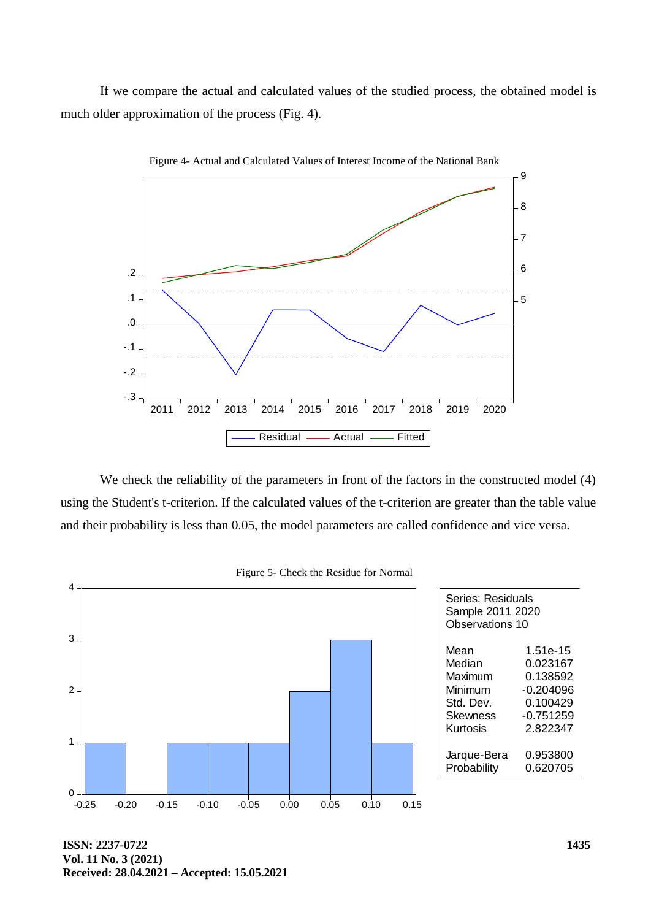If we compare the actual and calculated values of the studied process, the obtained model is much older approximation of the process (Fig. 4).

Figure 4- Actual and Calculated Values of Interest Income of the National Bank

We check the reliability of the parameters in front of the factors in the constructed model (4) using the Student's t-criterion. If the calculated values of the t-criterion are greater than the table value and their probability is less than 0.05, the model parameters are called confidence and vice versa.

Figure 5- Check the Residue for Normal

| Series: Residuals | |
|---|---|
| Sample 2011 2020 | |
| Observations 10 | |
| Mean | 1.51e-15 |
| Median | 0.023167 |
| Maximum | 0.138592 |
| Minimum | -0.204096 |
| Std. Dev. | 0.100429 |
| Skewness | -0.751259 |
| Kurtosis | 2.822347 |
| Jarque-Bera | 0.953800 |
| Probability | 0.620705 |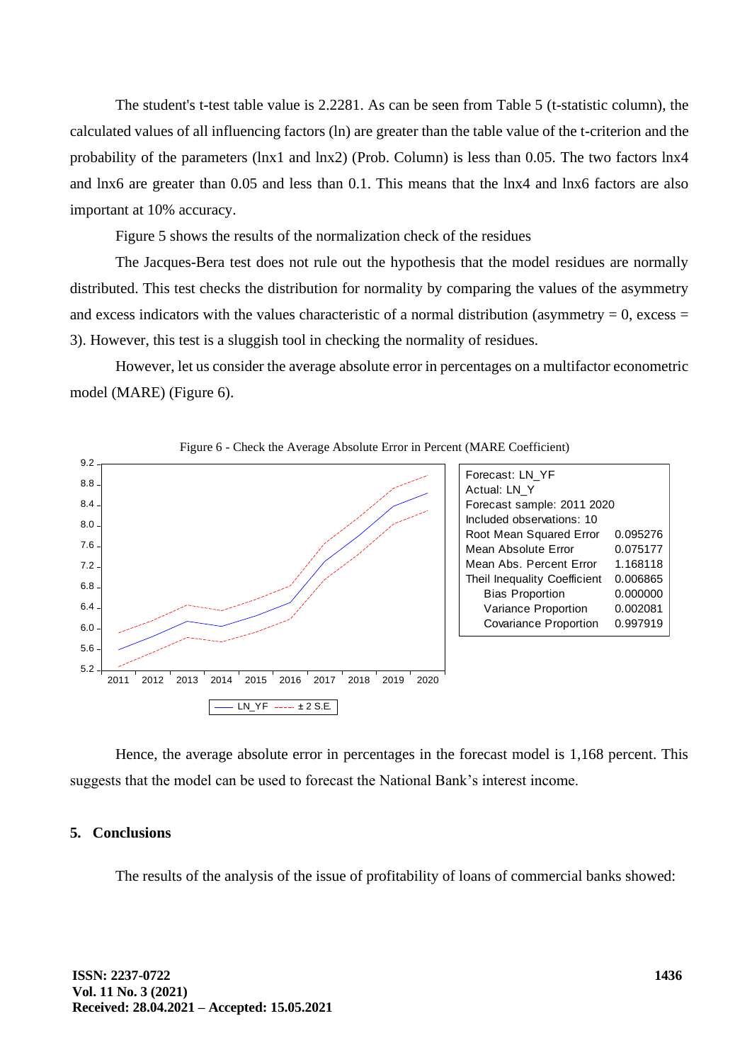The student's t-test table value is 2.2281. As can be seen from Table 5 (t-statistic column), the calculated values of all influencing factors (ln) are greater than the table value of the t-criterion and the probability of the parameters (lnx1 and lnx2) (Prob. Column) is less than 0.05. The two factors lnx4 and lnx6 are greater than 0.05 and less than 0.1. This means that the lnx4 and lnx6 factors are also important at 10% accuracy.

Figure 5 shows the results of the normalization check of the residues

The Jacques-Bera test does not rule out the hypothesis that the model residues are normally distributed. This test checks the distribution for normality by comparing the values of the asymmetry and excess indicators with the values characteristic of a normal distribution (asymmetry = 0, excess = 3). However, this test is a sluggish tool in checking the normality of residues.

However, let us consider the average absolute error in percentages on a multifactor econometric model (MARE) (Figure 6).

Figure 6 - Check the Average Absolute Error in Percent (MARE Coefficient)

| Forecast: LN_YF | |
|---|---|
| Actual: LN_Y | |
| Forecast sample: 2011 2020 | |
| Included observations: 10 | |
| Root Mean Squared Error | 0.095276 |
| Mean Absolute Error | 0.075177 |
| Mean Abs. Percent Error | 1.168118 |
| Theil Inequality Coefficient | 0.006865 |
| Bias Proportion | 0.000000 |
| Variance Proportion | 0.002081 |
| Covariance Proportion | 0.997919 |

Hence, the average absolute error in percentages in the forecast model is 1,168 percent. This suggests that the model can be used to forecast the National Bank's interest income.

## 5. Conclusions

The results of the analysis of the issue of profitability of loans of commercial banks showed: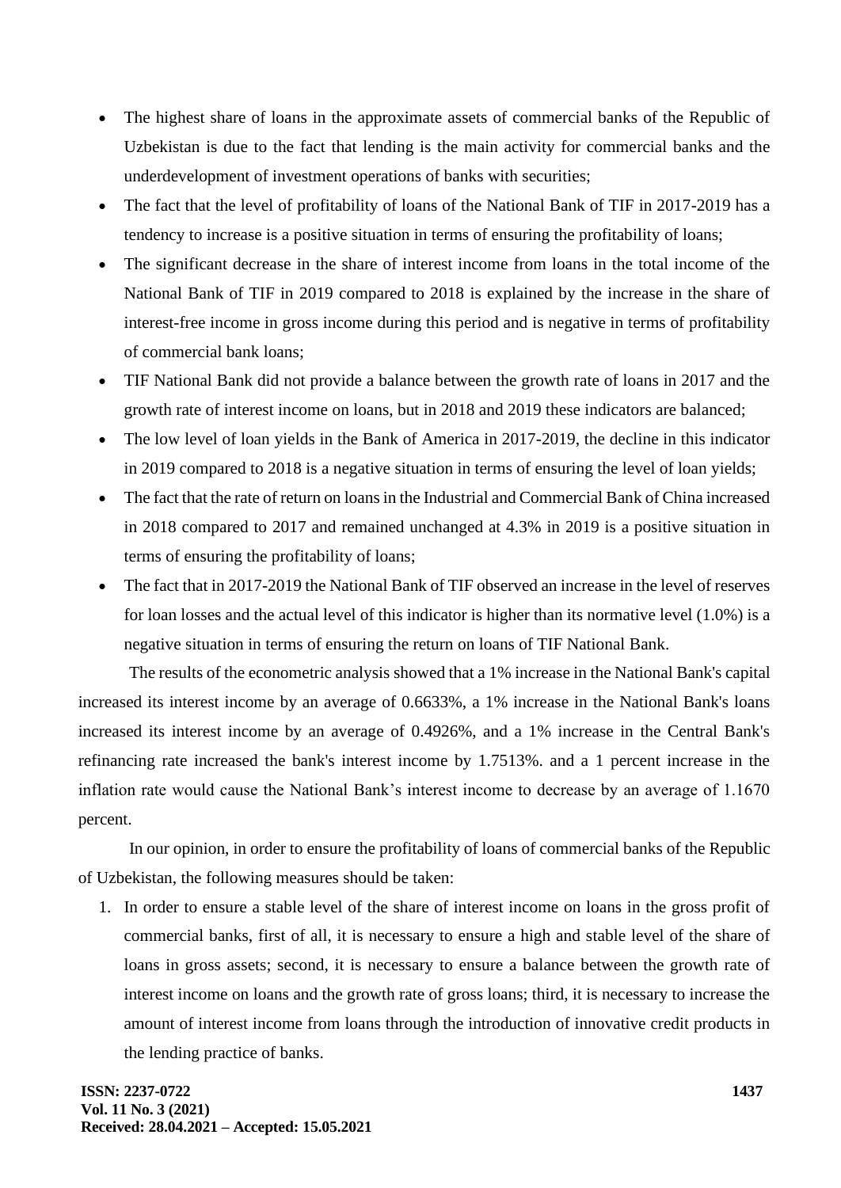- The highest share of loans in the approximate assets of commercial banks of the Republic of Uzbekistan is due to the fact that lending is the main activity for commercial banks and the underdevelopment of investment operations of banks with securities;
- The fact that the level of profitability of loans of the National Bank of TIF in 2017-2019 has a tendency to increase is a positive situation in terms of ensuring the profitability of loans;
- The significant decrease in the share of interest income from loans in the total income of the National Bank of TIF in 2019 compared to 2018 is explained by the increase in the share of interest-free income in gross income during this period and is negative in terms of profitability of commercial bank loans;
- TIF National Bank did not provide a balance between the growth rate of loans in 2017 and the growth rate of interest income on loans, but in 2018 and 2019 these indicators are balanced;
- The low level of loan yields in the Bank of America in 2017-2019, the decline in this indicator in 2019 compared to 2018 is a negative situation in terms of ensuring the level of loan yields;
- The fact that the rate of return on loans in the Industrial and Commercial Bank of China increased in 2018 compared to 2017 and remained unchanged at 4.3% in 2019 is a positive situation in terms of ensuring the profitability of loans;
- The fact that in 2017-2019 the National Bank of TIF observed an increase in the level of reserves for loan losses and the actual level of this indicator is higher than its normative level (1.0%) is a negative situation in terms of ensuring the return on loans of TIF National Bank.

The results of the econometric analysis showed that a 1% increase in the National Bank's capital increased its interest income by an average of 0.6633%, a 1% increase in the National Bank's loans increased its interest income by an average of 0.4926%, and a 1% increase in the Central Bank's refinancing rate increased the bank's interest income by 1.7513%. and a 1 percent increase in the inflation rate would cause the National Bank's interest income to decrease by an average of 1.1670 percent.

In our opinion, in order to ensure the profitability of loans of commercial banks of the Republic of Uzbekistan, the following measures should be taken:

1. In order to ensure a stable level of the share of interest income on loans in the gross profit of commercial banks, first of all, it is necessary to ensure a high and stable level of the share of loans in gross assets; second, it is necessary to ensure a balance between the growth rate of interest income on loans and the growth rate of gross loans; third, it is necessary to increase the amount of interest income from loans through the introduction of innovative credit products in the lending practice of banks.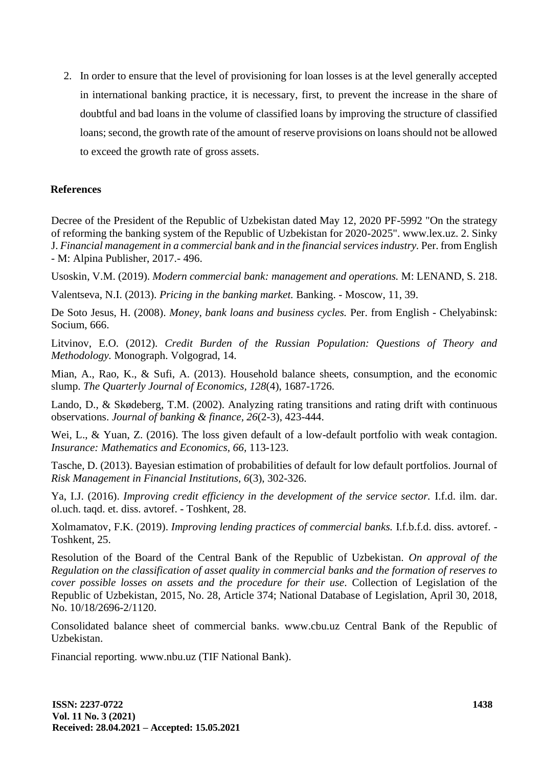2. In order to ensure that the level of provisioning for loan losses is at the level generally accepted in international banking practice, it is necessary, first, to prevent the increase in the share of doubtful and bad loans in the volume of classified loans by improving the structure of classified loans; second, the growth rate of the amount of reserve provisions on loans should not be allowed to exceed the growth rate of gross assets.

## References

Decree of the President of the Republic of Uzbekistan dated May 12, 2020 PF-5992 "On the strategy of reforming the banking system of the Republic of Uzbekistan for 2020-2025". www.lex.uz. 2. Sinky J. *Financial management in a commercial bank and in the financial services industry.* Per. from English - M: Alpina Publisher, 2017.- 496.

Usoskin, V.M. (2019). *Modern commercial bank: management and operations.* M: LENAND, S. 218.

Valentseva, N.I. (2013). *Pricing in the banking market.* Banking. - Moscow, 11, 39.

De Soto Jesus, H. (2008). *Money, bank loans and business cycles.* Per. from English - Chelyabinsk: Socium, 666.

Litvinov, E.O. (2012). *Credit Burden of the Russian Population: Questions of Theory and Methodology.* Monograph. Volgograd, 14.

Mian, A., Rao, K., & Sufi, A. (2013). Household balance sheets, consumption, and the economic slump. *The Quarterly Journal of Economics, 128*(4), 1687-1726.

Lando, D., & Skødeberg, T.M. (2002). Analyzing rating transitions and rating drift with continuous observations. *Journal of banking & finance, 26*(2-3), 423-444.

Wei, L., & Yuan, Z. (2016). The loss given default of a low-default portfolio with weak contagion. *Insurance: Mathematics and Economics, 66,* 113-123.

Tasche, D. (2013). Bayesian estimation of probabilities of default for low default portfolios. Journal of *Risk Management in Financial Institutions, 6*(3), 302-326.

Ya, I.J. (2016). *Improving credit efficiency in the development of the service sector.* I.f.d. ilm. dar. ol.uch. taqd. et. diss. avtoref. - Toshkent, 28.

Xolmamatov, F.K. (2019). *Improving lending practices of commercial banks.* I.f.b.f.d. diss. avtoref. - Toshkent, 25.

Resolution of the Board of the Central Bank of the Republic of Uzbekistan. *On approval of the Regulation on the classification of asset quality in commercial banks and the formation of reserves to cover possible losses on assets and the procedure for their use*. Collection of Legislation of the Republic of Uzbekistan, 2015, No. 28, Article 374; National Database of Legislation, April 30, 2018, No. 10/18/2696-2/1120.

Consolidated balance sheet of commercial banks. www.cbu.uz Central Bank of the Republic of Uzbekistan.

Financial reporting. www.nbu.uz (TIF National Bank).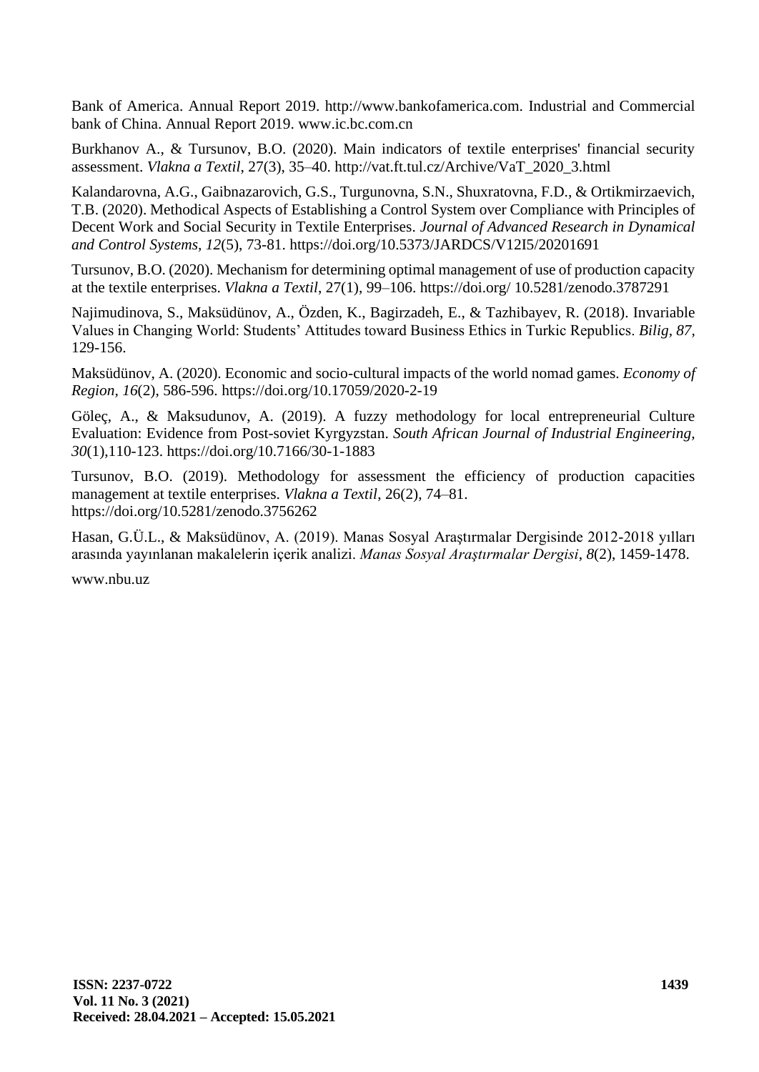Bank of America. Annual Report 2019. http://www.bankofamerica.com. Industrial and Commercial bank of China. Annual Report 2019. www.ic.bc.com.cn

Burkhanov A., & Tursunov, B.O. (2020). Main indicators of textile enterprises' financial security assessment. *Vlakna a Textil*, 27(3), 35–40. http://vat.ft.tul.cz/Archive/VaT_2020_3.html

Kalandarovna, A.G., Gaibnazarovich, G.S., Turgunovna, S.N., Shuxratovna, F.D., & Ortikmirzaevich, T.B. (2020). Methodical Aspects of Establishing a Control System over Compliance with Principles of Decent Work and Social Security in Textile Enterprises. *Journal of Advanced Research in Dynamical and Control Systems*, *12*(5), 73-81. https://doi.org/10.5373/JARDCS/V12I5/20201691

Tursunov, B.O. (2020). Mechanism for determining optimal management of use of production capacity at the textile enterprises. *Vlakna a Textil*, 27(1), 99–106. https://doi.org/ 10.5281/zenodo.3787291

Najimudinova, S., Maksüdünov, A., Özden, K., Bagirzadeh, E., & Tazhibayev, R. (2018). Invariable Values in Changing World: Students' Attitudes toward Business Ethics in Turkic Republics. *Bilig, 87*, 129-156.

Maksüdünov, A. (2020). Economic and socio-cultural impacts of the world nomad games. *Economy of Region*, *16*(2), 586-596. https://doi.org/10.17059/2020-2-19

Göleç, A., & Maksudunov, A. (2019). A fuzzy methodology for local entrepreneurial Culture Evaluation: Evidence from Post-soviet Kyrgyzstan. *South African Journal of Industrial Engineering*, *30*(1),110-123. https://doi.org/10.7166/30-1-1883

Tursunov, B.O. (2019). Methodology for assessment the efficiency of production capacities management at textile enterprises. *Vlakna a Textil*, 26(2), 74–81. https://doi.org/10.5281/zenodo.3756262

Hasan, G.Ü.L., & Maksüdünov, A. (2019). Manas Sosyal Araştırmalar Dergisinde 2012-2018 yılları arasında yayınlanan makalelerin içerik analizi. *Manas Sosyal Araştırmalar Dergisi*, *8*(2), 1459-1478.

www.nbu.uz